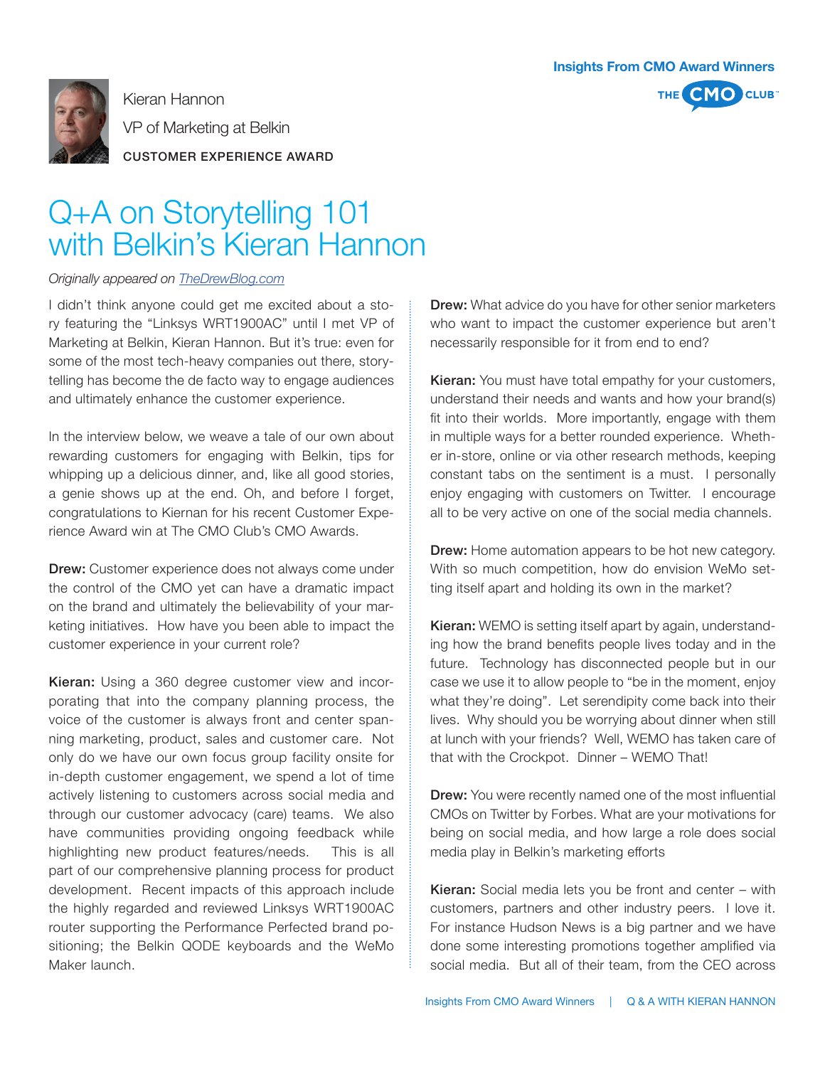Insights From CMO Award Winners

Kieran Hannon

VP of Marketing at Belkin

CUSTOMER EXPERIENCE AWARD

# Q+A on Storytelling 101 with Belkin's Kieran Hannon

*Originally appeared on TheDrewBlog.com*

I didn't think anyone could get me excited about a story featuring the "Linksys WRT1900AC" until I met VP of Marketing at Belkin, Kieran Hannon. But it's true: even for some of the most tech-heavy companies out there, storytelling has become the de facto way to engage audiences and ultimately enhance the customer experience.

In the interview below, we weave a tale of our own about rewarding customers for engaging with Belkin, tips for whipping up a delicious dinner, and, like all good stories, a genie shows up at the end. Oh, and before I forget, congratulations to Kiernan for his recent Customer Experience Award win at The CMO Club's CMO Awards.

**Drew:** Customer experience does not always come under the control of the CMO yet can have a dramatic impact on the brand and ultimately the believability of your marketing initiatives. How have you been able to impact the customer experience in your current role?

**Kieran:** Using a 360 degree customer view and incorporating that into the company planning process, the voice of the customer is always front and center spanning marketing, product, sales and customer care. Not only do we have our own focus group facility onsite for in-depth customer engagement, we spend a lot of time actively listening to customers across social media and through our customer advocacy (care) teams. We also have communities providing ongoing feedback while highlighting new product features/needs. This is all part of our comprehensive planning process for product development. Recent impacts of this approach include the highly regarded and reviewed Linksys WRT1900AC router supporting the Performance Perfected brand positioning; the Belkin QODE keyboards and the WeMo Maker launch.

**Drew:** What advice do you have for other senior marketers who want to impact the customer experience but aren't necessarily responsible for it from end to end?

**Kieran:** You must have total empathy for your customers, understand their needs and wants and how your brand(s) fit into their worlds. More importantly, engage with them in multiple ways for a better rounded experience. Whether in-store, online or via other research methods, keeping constant tabs on the sentiment is a must. I personally enjoy engaging with customers on Twitter. I encourage all to be very active on one of the social media channels.

**Drew:** Home automation appears to be hot new category. With so much competition, how do envision WeMo setting itself apart and holding its own in the market?

**Kieran:** WEMO is setting itself apart by again, understanding how the brand benefits people lives today and in the future. Technology has disconnected people but in our case we use it to allow people to "be in the moment, enjoy what they're doing". Let serendipity come back into their lives. Why should you be worrying about dinner when still at lunch with your friends? Well, WEMO has taken care of that with the Crockpot. Dinner – WEMO That!

**Drew:** You were recently named one of the most influential CMOs on Twitter by Forbes. What are your motivations for being on social media, and how large a role does social media play in Belkin's marketing efforts

**Kieran:** Social media lets you be front and center – with customers, partners and other industry peers. I love it. For instance Hudson News is a big partner and we have done some interesting promotions together amplified via social media. But all of their team, from the CEO across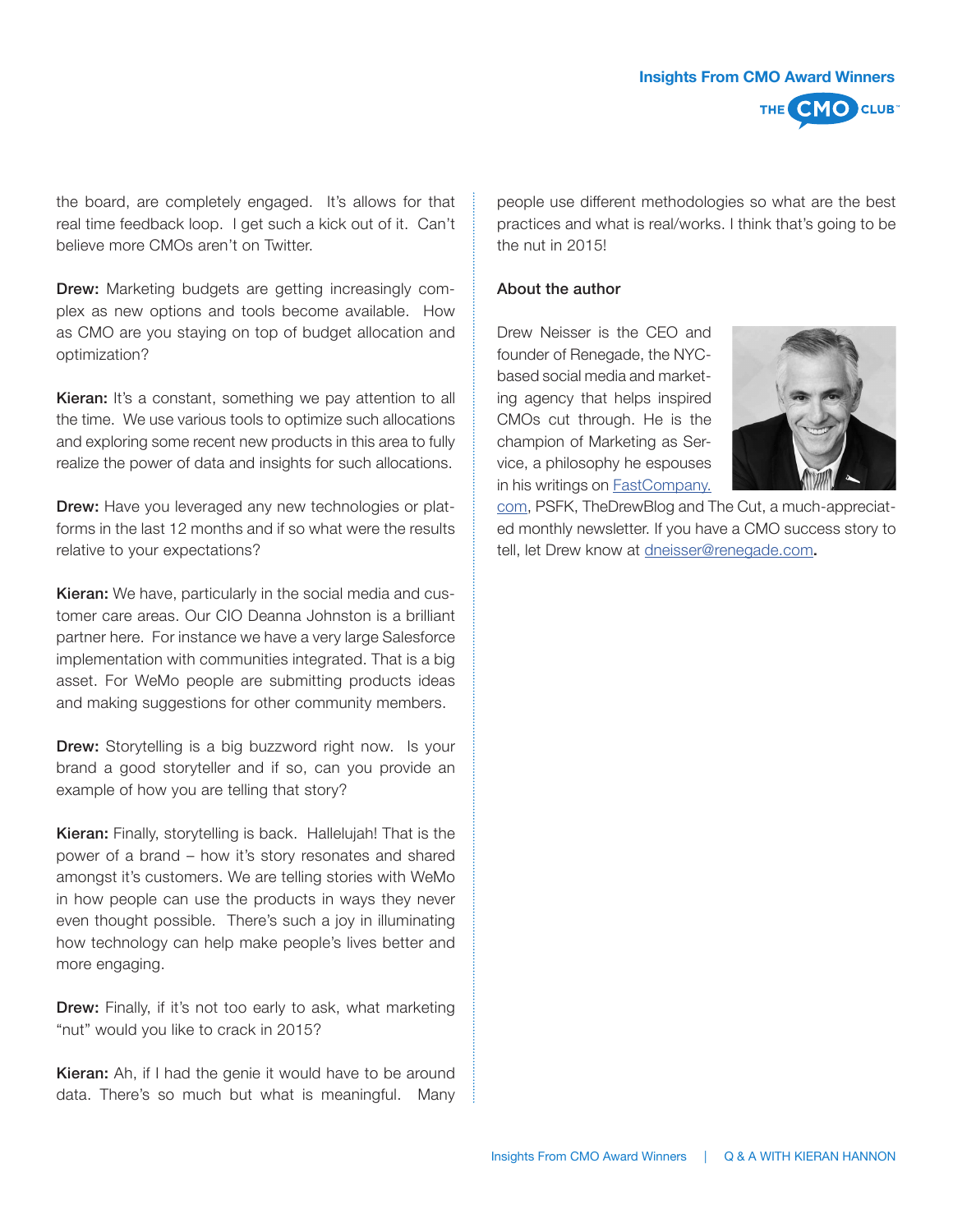the board, are completely engaged. It's allows for that real time feedback loop. I get such a kick out of it. Can't believe more CMOs aren't on Twitter.

**Drew:** Marketing budgets are getting increasingly complex as new options and tools become available. How as CMO are you staying on top of budget allocation and optimization?

**Kieran:** It's a constant, something we pay attention to all the time. We use various tools to optimize such allocations and exploring some recent new products in this area to fully realize the power of data and insights for such allocations.

**Drew:** Have you leveraged any new technologies or platforms in the last 12 months and if so what were the results relative to your expectations?

**Kieran:** We have, particularly in the social media and customer care areas. Our CIO Deanna Johnston is a brilliant partner here. For instance we have a very large Salesforce implementation with communities integrated. That is a big asset. For WeMo people are submitting products ideas and making suggestions for other community members.

**Drew:** Storytelling is a big buzzword right now. Is your brand a good storyteller and if so, can you provide an example of how you are telling that story?

**Kieran:** Finally, storytelling is back. Hallelujah! That is the power of a brand – how it's story resonates and shared amongst it's customers. We are telling stories with WeMo in how people can use the products in ways they never even thought possible. There's such a joy in illuminating how technology can help make people's lives better and more engaging.

**Drew:** Finally, if it's not too early to ask, what marketing "nut" would you like to crack in 2015?

**Kieran:** Ah, if I had the genie it would have to be around data. There's so much but what is meaningful. Many people use different methodologies so what are the best practices and what is real/works. I think that's going to be the nut in 2015!

### About the author

Drew Neisser is the CEO and founder of Renegade, the NYC-based social media and marketing agency that helps inspired CMOs cut through. He is the champion of Marketing as Service, a philosophy he espouses in his writings on [FastCompany.com](FastCompany.com), PSFK, TheDrewBlog and The Cut, a much-appreciated monthly newsletter. If you have a CMO success story to tell, let Drew know at [dneisser@renegade.com](mailto:dneisser@renegade.com).